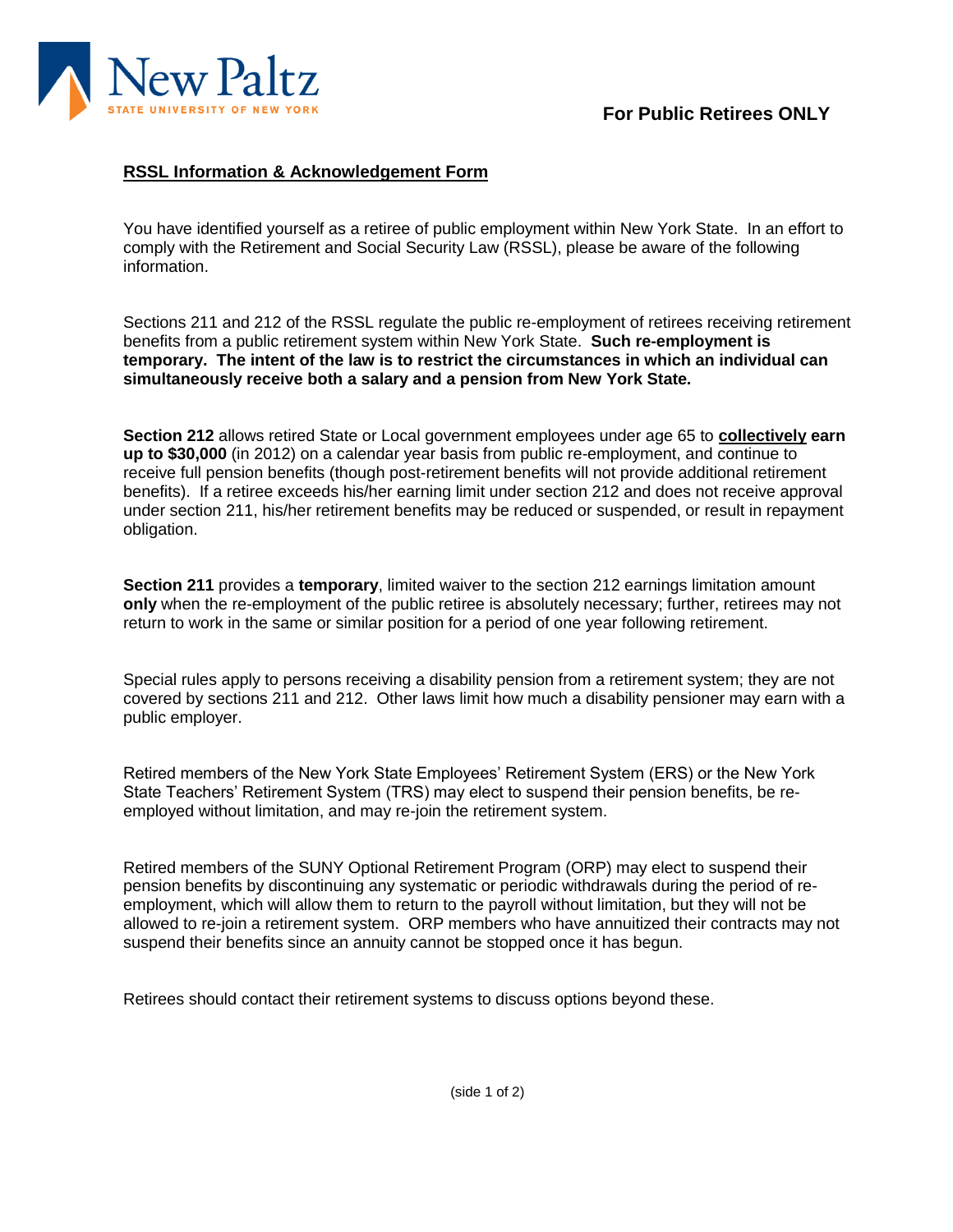New Paltz
STATE UNIVERSITY OF NEW YORK

**For Public Retirees ONLY**

## RSSL Information & Acknowledgement Form

You have identified yourself as a retiree of public employment within New York State. In an effort to comply with the Retirement and Social Security Law (RSSL), please be aware of the following information.

Sections 211 and 212 of the RSSL regulate the public re-employment of retirees receiving retirement benefits from a public retirement system within New York State. **Such re-employment is temporary. The intent of the law is to restrict the circumstances in which an individual can simultaneously receive both a salary and a pension from New York State.**

**Section 212** allows retired State or Local government employees under age 65 to **collectively earn up to $30,000** (in 2012) on a calendar year basis from public re-employment, and continue to receive full pension benefits (though post-retirement benefits will not provide additional retirement benefits). If a retiree exceeds his/her earning limit under section 212 and does not receive approval under section 211, his/her retirement benefits may be reduced or suspended, or result in repayment obligation.

**Section 211** provides a **temporary**, limited waiver to the section 212 earnings limitation amount **only** when the re-employment of the public retiree is absolutely necessary; further, retirees may not return to work in the same or similar position for a period of one year following retirement.

Special rules apply to persons receiving a disability pension from a retirement system; they are not covered by sections 211 and 212. Other laws limit how much a disability pensioner may earn with a public employer.

Retired members of the New York State Employees' Retirement System (ERS) or the New York State Teachers' Retirement System (TRS) may elect to suspend their pension benefits, be re-employed without limitation, and may re-join the retirement system.

Retired members of the SUNY Optional Retirement Program (ORP) may elect to suspend their pension benefits by discontinuing any systematic or periodic withdrawals during the period of re-employment, which will allow them to return to the payroll without limitation, but they will not be allowed to re-join a retirement system. ORP members who have annuitized their contracts may not suspend their benefits since an annuity cannot be stopped once it has begun.

Retirees should contact their retirement systems to discuss options beyond these.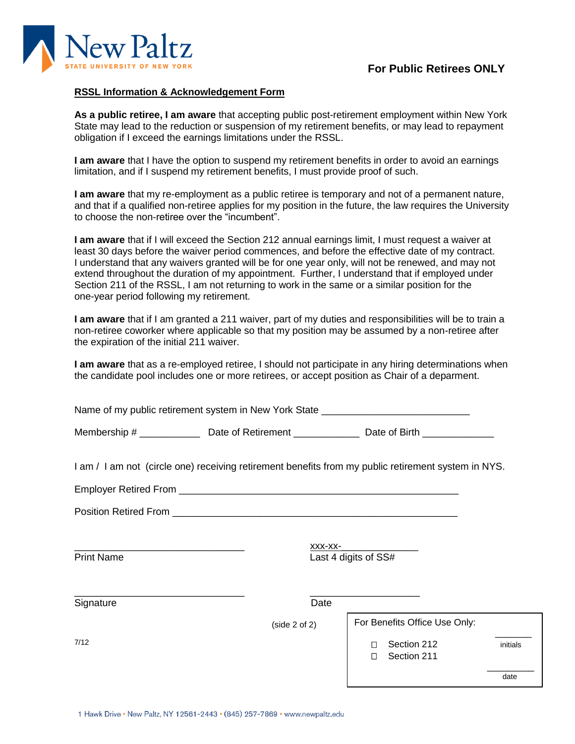New Paltz
STATE UNIVERSITY OF NEW YORK

**For Public Retirees ONLY**

## RSSL Information & Acknowledgement Form

**As a public retiree, I am aware** that accepting public post-retirement employment within New York State may lead to the reduction or suspension of my retirement benefits, or may lead to repayment obligation if I exceed the earnings limitations under the RSSL.

**I am aware** that I have the option to suspend my retirement benefits in order to avoid an earnings limitation, and if I suspend my retirement benefits, I must provide proof of such.

**I am aware** that my re-employment as a public retiree is temporary and not of a permanent nature, and that if a qualified non-retiree applies for my position in the future, the law requires the University to choose the non-retiree over the "incumbent".

**I am aware** that if I will exceed the Section 212 annual earnings limit, I must request a waiver at least 30 days before the waiver period commences, and before the effective date of my contract. I understand that any waivers granted will be for one year only, will not be renewed, and may not extend throughout the duration of my appointment. Further, I understand that if employed under Section 211 of the RSSL, I am not returning to work in the same or a similar position for the one-year period following my retirement.

**I am aware** that if I am granted a 211 waiver, part of my duties and responsibilities will be to train a non-retiree coworker where applicable so that my position may be assumed by a non-retiree after the expiration of the initial 211 waiver.

**I am aware** that as a re-employed retiree, I should not participate in any hiring determinations when the candidate pool includes one or more retirees, or accept position as Chair of a deparment.

Name of my public retirement system in New York State ___________________________

Membership # ___________ Date of Retirement ____________ Date of Birth _____________

I am / I am not (circle one) receiving retirement benefits from my public retirement system in NYS.

Employer Retired From ___________________________________________________

Position Retired From ___________________________________________________

_______________________________ xxx-xx-_____________
Print Name Last 4 digits of SS#

_______________________________ ____________________
Signature Date

(side 2 of 2)

7/12

For Benefits Office Use Only:

☐ Section 212 _______ initials
☐ Section 211

_________ date

1 Hawk Drive • New Paltz, NY 12561-2443 • (845) 257-7869 • www.newpaltz.edu